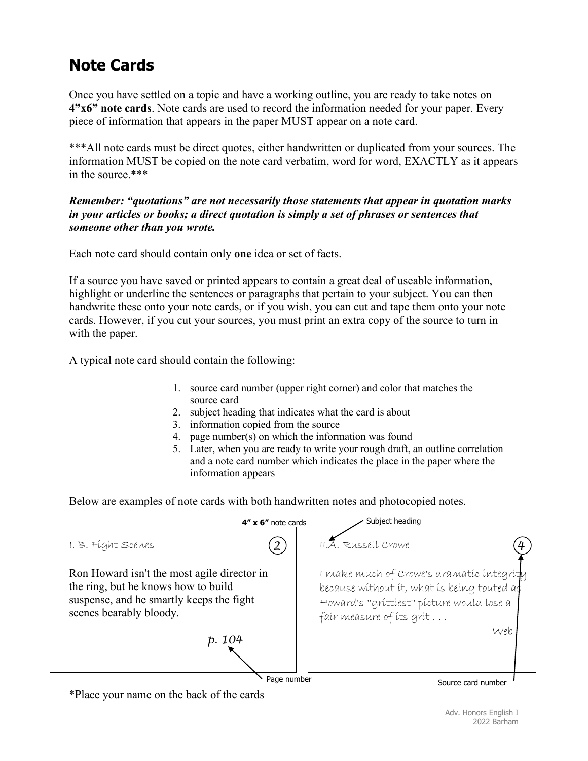# Note Cards

Once you have settled on a topic and have a working outline, you are ready to take notes on **4”x6” note cards**. Note cards are used to record the information needed for your paper. Every piece of information that appears in the paper MUST appear on a note card.

***All note cards must be direct quotes, either handwritten or duplicated from your sources. The information MUST be copied on the note card verbatim, word for word, EXACTLY as it appears in the source.***

***Remember: “quotations” are not necessarily those statements that appear in quotation marks in your articles or books; a direct quotation is simply a set of phrases or sentences that someone other than you wrote.***

Each note card should contain only **one** idea or set of facts.

If a source you have saved or printed appears to contain a great deal of useable information, highlight or underline the sentences or paragraphs that pertain to your subject. You can then handwrite these onto your note cards, or if you wish, you can cut and tape them onto your note cards. However, if you cut your sources, you must print an extra copy of the source to turn in with the paper.

A typical note card should contain the following:

1. source card number (upper right corner) and color that matches the source card
2. subject heading that indicates what the card is about
3. information copied from the source
4. page number(s) on which the information was found
5. Later, when you are ready to write your rough draft, an outline correlation and a note card number which indicates the place in the paper where the information appears

Below are examples of note cards with both handwritten notes and photocopied notes.

**4” x 6”** note cards

I. B. Fight Scenes (2)

Ron Howard isn't the most agile director in the ring, but he knows how to build suspense, and he smartly keeps the fight scenes bearably bloody.

p. 104

Page number

Subject heading

II.A. Russell Crowe (4)

I make much of Crowe's dramatic integrity because without it, what is being touted as Howard's "grittiest" picture would lose a fair measure of its grit . . .

Web

Source card number

*Place your name on the back of the cards

Adv. Honors English I
2022 Barham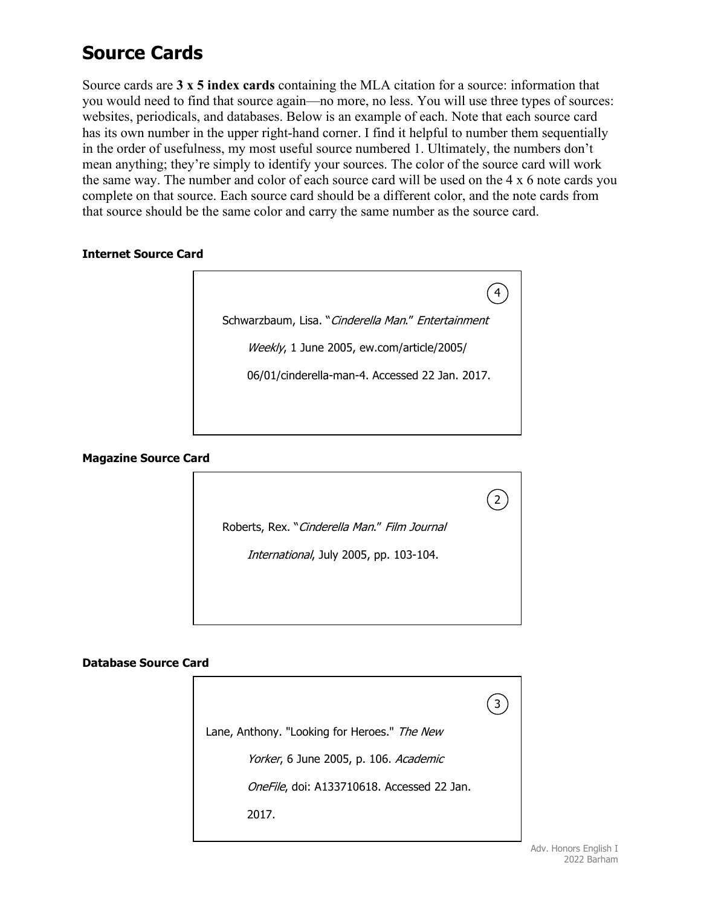# Source Cards

Source cards are **3 x 5 index cards** containing the MLA citation for a source: information that you would need to find that source again—no more, no less. You will use three types of sources: websites, periodicals, and databases. Below is an example of each. Note that each source card has its own number in the upper right-hand corner. I find it helpful to number them sequentially in the order of usefulness, my most useful source numbered 1. Ultimately, the numbers don't mean anything; they're simply to identify your sources. The color of the source card will work the same way. The number and color of each source card will be used on the 4 x 6 note cards you complete on that source. Each source card should be a different color, and the note cards from that source should be the same color and carry the same number as the source card.

**Internet Source Card**

(4)

Schwarzbaum, Lisa. "*Cinderella Man*." *Entertainment Weekly*, 1 June 2005, ew.com/article/2005/06/01/cinderella-man-4. Accessed 22 Jan. 2017.

**Magazine Source Card**

(2)

Roberts, Rex. "*Cinderella Man*." *Film Journal International*, July 2005, pp. 103-104.

**Database Source Card**

(3)

Lane, Anthony. "Looking for Heroes." *The New Yorker*, 6 June 2005, p. 106. *Academic OneFile*, doi: A133710618. Accessed 22 Jan. 2017.